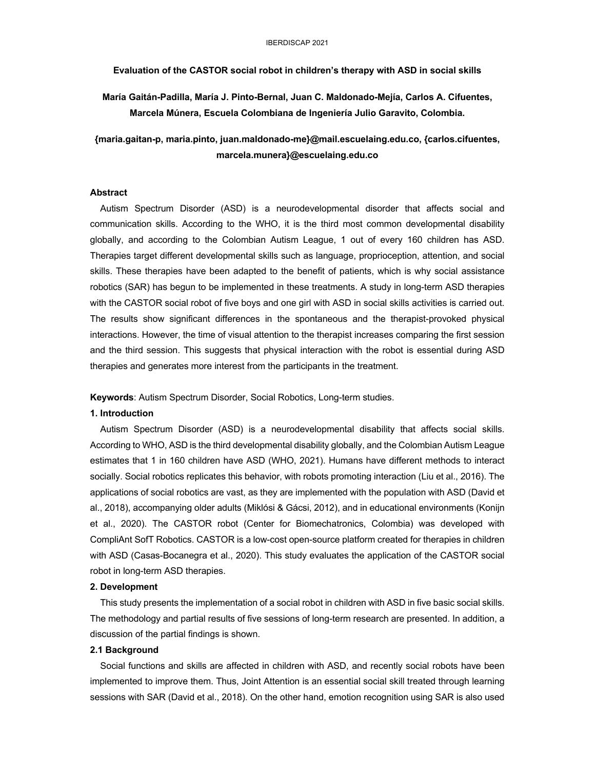# Evaluation of the CASTOR social robot in children's therapy with ASD in social skills

**María Gaitán-Padilla, María J. Pinto-Bernal, Juan C. Maldonado-Mejía, Carlos A. Cifuentes, Marcela Múnera, Escuela Colombiana de Ingeniería Julio Garavito, Colombia.**

**{maria.gaitan-p, maria.pinto, juan.maldonado-me}@mail.escuelaing.edu.co, {carlos.cifuentes, marcela.munera}@escuelaing.edu.co**

### Abstract

Autism Spectrum Disorder (ASD) is a neurodevelopmental disorder that affects social and communication skills. According to the WHO, it is the third most common developmental disability globally, and according to the Colombian Autism League, 1 out of every 160 children has ASD. Therapies target different developmental skills such as language, proprioception, attention, and social skills. These therapies have been adapted to the benefit of patients, which is why social assistance robotics (SAR) has begun to be implemented in these treatments. A study in long-term ASD therapies with the CASTOR social robot of five boys and one girl with ASD in social skills activities is carried out. The results show significant differences in the spontaneous and the therapist-provoked physical interactions. However, the time of visual attention to the therapist increases comparing the first session and the third session. This suggests that physical interaction with the robot is essential during ASD therapies and generates more interest from the participants in the treatment.

**Keywords**: Autism Spectrum Disorder, Social Robotics, Long-term studies.

### 1. Introduction

Autism Spectrum Disorder (ASD) is a neurodevelopmental disability that affects social skills. According to WHO, ASD is the third developmental disability globally, and the Colombian Autism League estimates that 1 in 160 children have ASD (WHO, 2021). Humans have different methods to interact socially. Social robotics replicates this behavior, with robots promoting interaction (Liu et al., 2016). The applications of social robotics are vast, as they are implemented with the population with ASD (David et al., 2018), accompanying older adults (Miklósi & Gácsi, 2012), and in educational environments (Konijn et al., 2020). The CASTOR robot (Center for Biomechatronics, Colombia) was developed with CompliAnt SofT Robotics. CASTOR is a low-cost open-source platform created for therapies in children with ASD (Casas-Bocanegra et al., 2020). This study evaluates the application of the CASTOR social robot in long-term ASD therapies.

### 2. Development

This study presents the implementation of a social robot in children with ASD in five basic social skills. The methodology and partial results of five sessions of long-term research are presented. In addition, a discussion of the partial findings is shown.

#### 2.1 Background

Social functions and skills are affected in children with ASD, and recently social robots have been implemented to improve them. Thus, Joint Attention is an essential social skill treated through learning sessions with SAR (David et al., 2018). On the other hand, emotion recognition using SAR is also used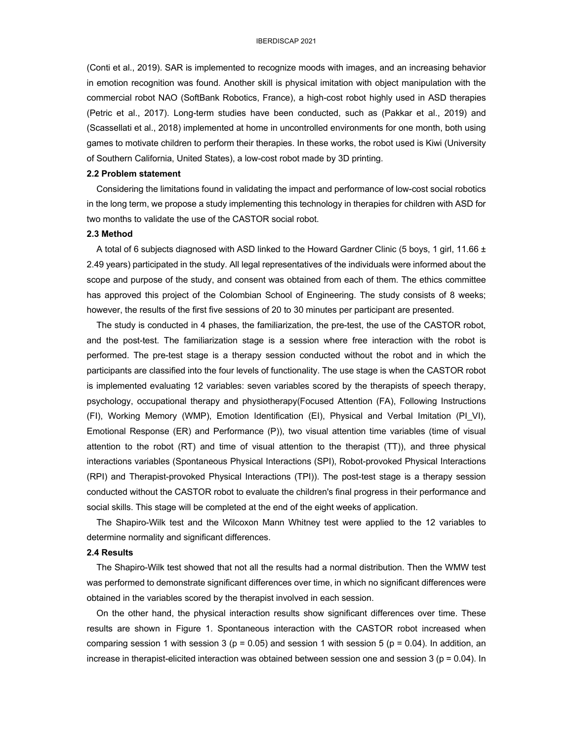(Conti et al., 2019). SAR is implemented to recognize moods with images, and an increasing behavior in emotion recognition was found. Another skill is physical imitation with object manipulation with the commercial robot NAO (SoftBank Robotics, France), a high-cost robot highly used in ASD therapies (Petric et al., 2017). Long-term studies have been conducted, such as (Pakkar et al., 2019) and (Scassellati et al., 2018) implemented at home in uncontrolled environments for one month, both using games to motivate children to perform their therapies. In these works, the robot used is Kiwi (University of Southern California, United States), a low-cost robot made by 3D printing.

### 2.2 Problem statement

Considering the limitations found in validating the impact and performance of low-cost social robotics in the long term, we propose a study implementing this technology in therapies for children with ASD for two months to validate the use of the CASTOR social robot.

### 2.3 Method

A total of 6 subjects diagnosed with ASD linked to the Howard Gardner Clinic (5 boys, 1 girl, $11.66 \pm 2.49$ years) participated in the study. All legal representatives of the individuals were informed about the scope and purpose of the study, and consent was obtained from each of them. The ethics committee has approved this project of the Colombian School of Engineering. The study consists of 8 weeks; however, the results of the first five sessions of 20 to 30 minutes per participant are presented.

The study is conducted in 4 phases, the familiarization, the pre-test, the use of the CASTOR robot, and the post-test. The familiarization stage is a session where free interaction with the robot is performed. The pre-test stage is a therapy session conducted without the robot and in which the participants are classified into the four levels of functionality. The use stage is when the CASTOR robot is implemented evaluating 12 variables: seven variables scored by the therapists of speech therapy, psychology, occupational therapy and physiotherapy(Focused Attention (FA), Following Instructions (FI), Working Memory (WMP), Emotion Identification (EI), Physical and Verbal Imitation (PI_VI), Emotional Response (ER) and Performance (P)), two visual attention time variables (time of visual attention to the robot (RT) and time of visual attention to the therapist (TT)), and three physical interactions variables (Spontaneous Physical Interactions (SPI), Robot-provoked Physical Interactions (RPI) and Therapist-provoked Physical Interactions (TPI)). The post-test stage is a therapy session conducted without the CASTOR robot to evaluate the children's final progress in their performance and social skills. This stage will be completed at the end of the eight weeks of application.

The Shapiro-Wilk test and the Wilcoxon Mann Whitney test were applied to the 12 variables to determine normality and significant differences.

### 2.4 Results

The Shapiro-Wilk test showed that not all the results had a normal distribution. Then the WMW test was performed to demonstrate significant differences over time, in which no significant differences were obtained in the variables scored by the therapist involved in each session.

On the other hand, the physical interaction results show significant differences over time. These results are shown in Figure 1. Spontaneous interaction with the CASTOR robot increased when comparing session 1 with session 3 ($p = 0.05$) and session 1 with session 5 ($p = 0.04$). In addition, an increase in therapist-elicited interaction was obtained between session one and session 3 ($p = 0.04$). In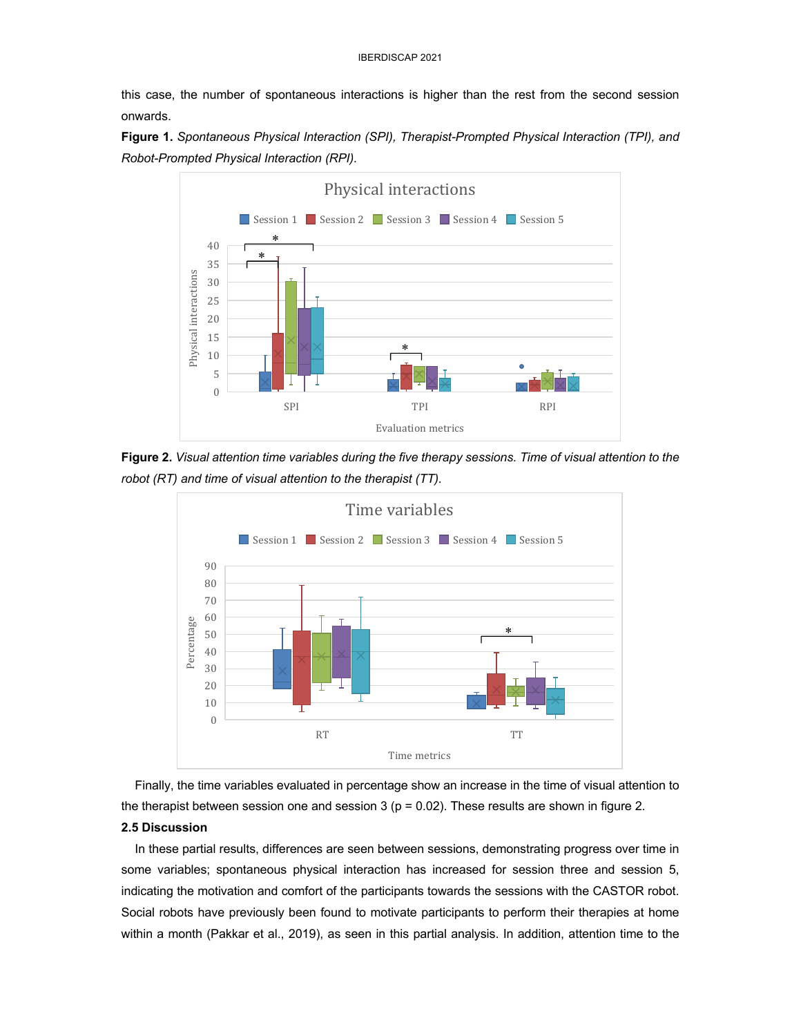this case, the number of spontaneous interactions is higher than the rest from the second session onwards.

**Figure 1.** *Spontaneous Physical Interaction (SPI), Therapist-Prompted Physical Interaction (TPI), and Robot-Prompted Physical Interaction (RPI).*

**Figure 2.** *Visual attention time variables during the five therapy sessions. Time of visual attention to the robot (RT) and time of visual attention to the therapist (TT).*

Finally, the time variables evaluated in percentage show an increase in the time of visual attention to the therapist between session one and session 3 ($p = 0.02$). These results are shown in figure 2.

### 2.5 Discussion

In these partial results, differences are seen between sessions, demonstrating progress over time in some variables; spontaneous physical interaction has increased for session three and session 5, indicating the motivation and comfort of the participants towards the sessions with the CASTOR robot. Social robots have previously been found to motivate participants to perform their therapies at home within a month (Pakkar et al., 2019), as seen in this partial analysis. In addition, attention time to the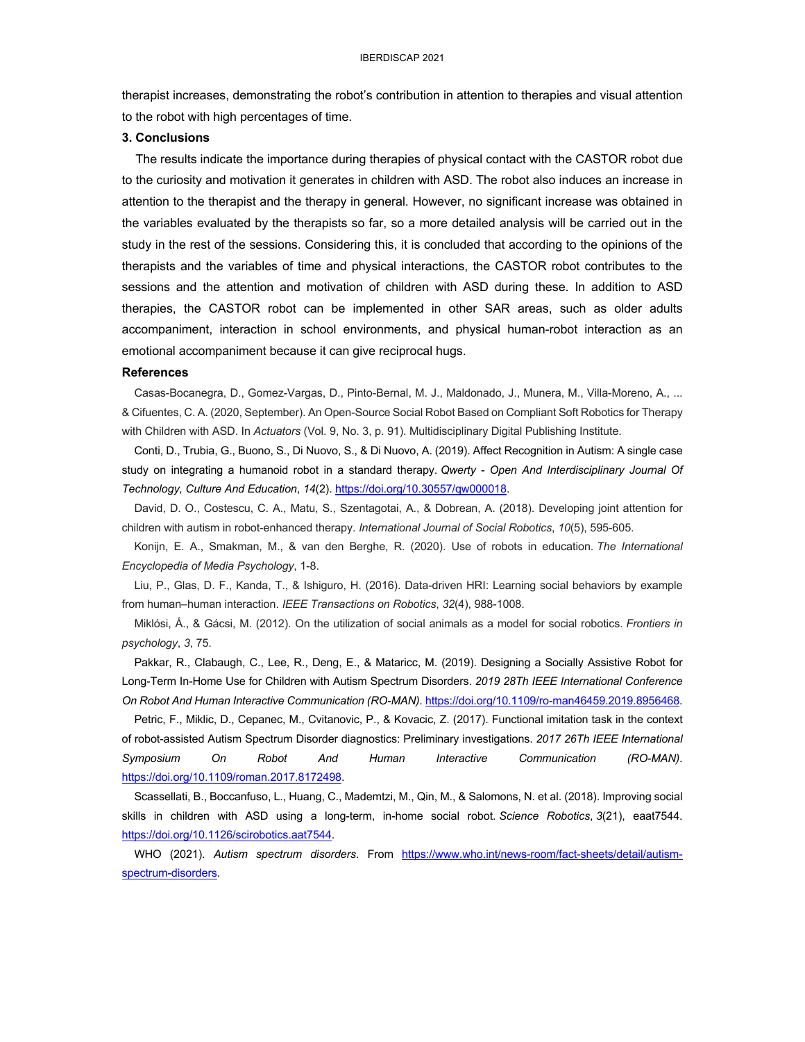therapist increases, demonstrating the robot's contribution in attention to therapies and visual attention to the robot with high percentages of time.

## 3. Conclusions

The results indicate the importance during therapies of physical contact with the CASTOR robot due to the curiosity and motivation it generates in children with ASD. The robot also induces an increase in attention to the therapist and the therapy in general. However, no significant increase was obtained in the variables evaluated by the therapists so far, so a more detailed analysis will be carried out in the study in the rest of the sessions. Considering this, it is concluded that according to the opinions of the therapists and the variables of time and physical interactions, the CASTOR robot contributes to the sessions and the attention and motivation of children with ASD during these. In addition to ASD therapies, the CASTOR robot can be implemented in other SAR areas, such as older adults accompaniment, interaction in school environments, and physical human-robot interaction as an emotional accompaniment because it can give reciprocal hugs.

## References

Casas-Bocanegra, D., Gomez-Vargas, D., Pinto-Bernal, M. J., Maldonado, J., Munera, M., Villa-Moreno, A., ... & Cifuentes, C. A. (2020, September). An Open-Source Social Robot Based on Compliant Soft Robotics for Therapy with Children with ASD. In *Actuators* (Vol. 9, No. 3, p. 91). Multidisciplinary Digital Publishing Institute.

Conti, D., Trubia, G., Buono, S., Di Nuovo, S., & Di Nuovo, A. (2019). Affect Recognition in Autism: A single case study on integrating a humanoid robot in a standard therapy. *Qwerty - Open And Interdisciplinary Journal Of Technology, Culture And Education*, *14*(2). https://doi.org/10.30557/qw000018.

David, D. O., Costescu, C. A., Matu, S., Szentagotai, A., & Dobrean, A. (2018). Developing joint attention for children with autism in robot-enhanced therapy. *International Journal of Social Robotics*, *10*(5), 595-605.

Konijn, E. A., Smakman, M., & van den Berghe, R. (2020). Use of robots in education. *The International Encyclopedia of Media Psychology*, 1-8.

Liu, P., Glas, D. F., Kanda, T., & Ishiguro, H. (2016). Data-driven HRI: Learning social behaviors by example from human–human interaction. *IEEE Transactions on Robotics*, *32*(4), 988-1008.

Miklósi, Á., & Gácsi, M. (2012). On the utilization of social animals as a model for social robotics. *Frontiers in psychology*, *3*, 75.

Pakkar, R., Clabaugh, C., Lee, R., Deng, E., & Mataricc, M. (2019). Designing a Socially Assistive Robot for Long-Term In-Home Use for Children with Autism Spectrum Disorders. *2019 28Th IEEE International Conference On Robot And Human Interactive Communication (RO-MAN)*. https://doi.org/10.1109/ro-man46459.2019.8956468.

Petric, F., Miklic, D., Cepanec, M., Cvitanovic, P., & Kovacic, Z. (2017). Functional imitation task in the context of robot-assisted Autism Spectrum Disorder diagnostics: Preliminary investigations. *2017 26Th IEEE International Symposium On Robot And Human Interactive Communication (RO-MAN)*. https://doi.org/10.1109/roman.2017.8172498.

Scassellati, B., Boccanfuso, L., Huang, C., Mademtzi, M., Qin, M., & Salomons, N. et al. (2018). Improving social skills in children with ASD using a long-term, in-home social robot. *Science Robotics*, *3*(21), eaat7544. https://doi.org/10.1126/scirobotics.aat7544.

WHO (2021). *Autism spectrum disorders*. From https://www.who.int/news-room/fact-sheets/detail/autism-spectrum-disorders.